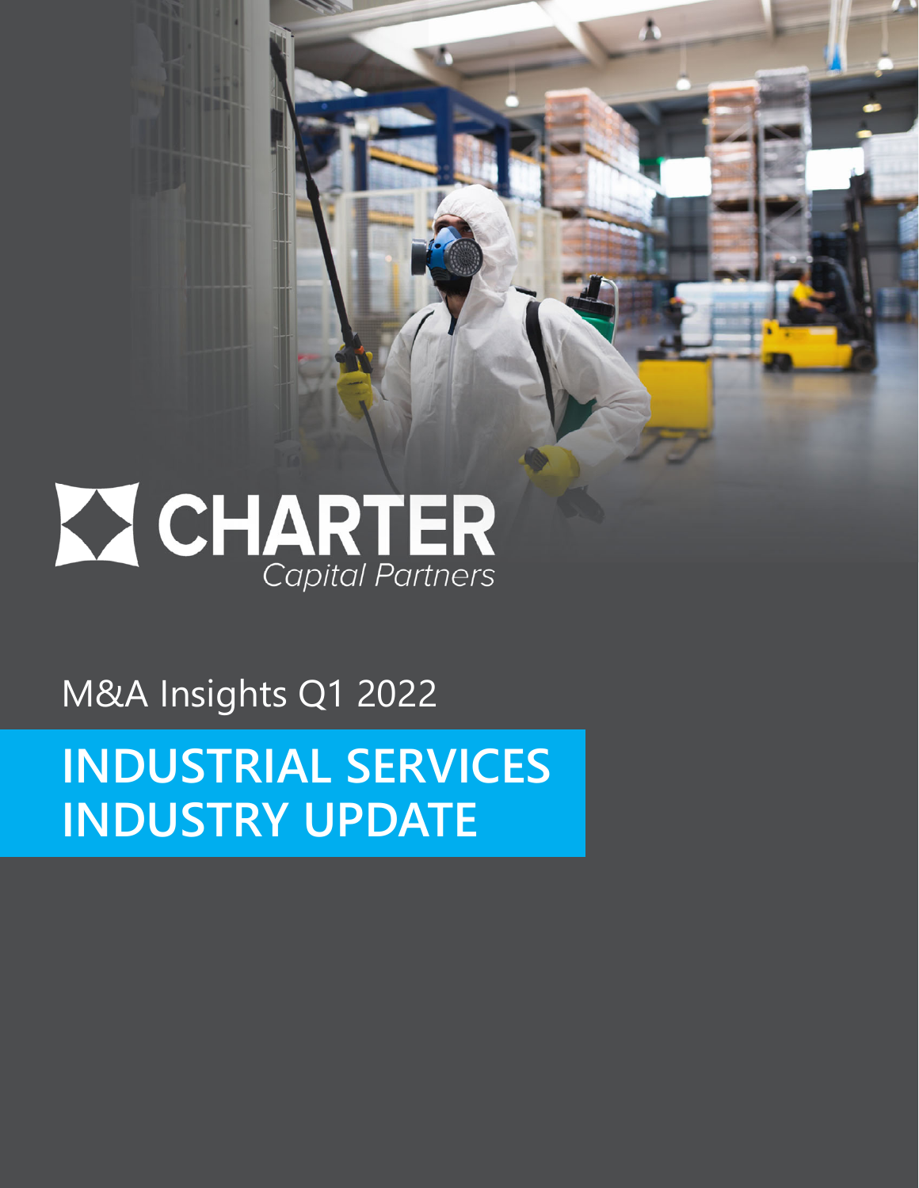CHARTER
Capital Partners

M&A Insights Q1 2022

# INDUSTRIAL SERVICES INDUSTRY UPDATE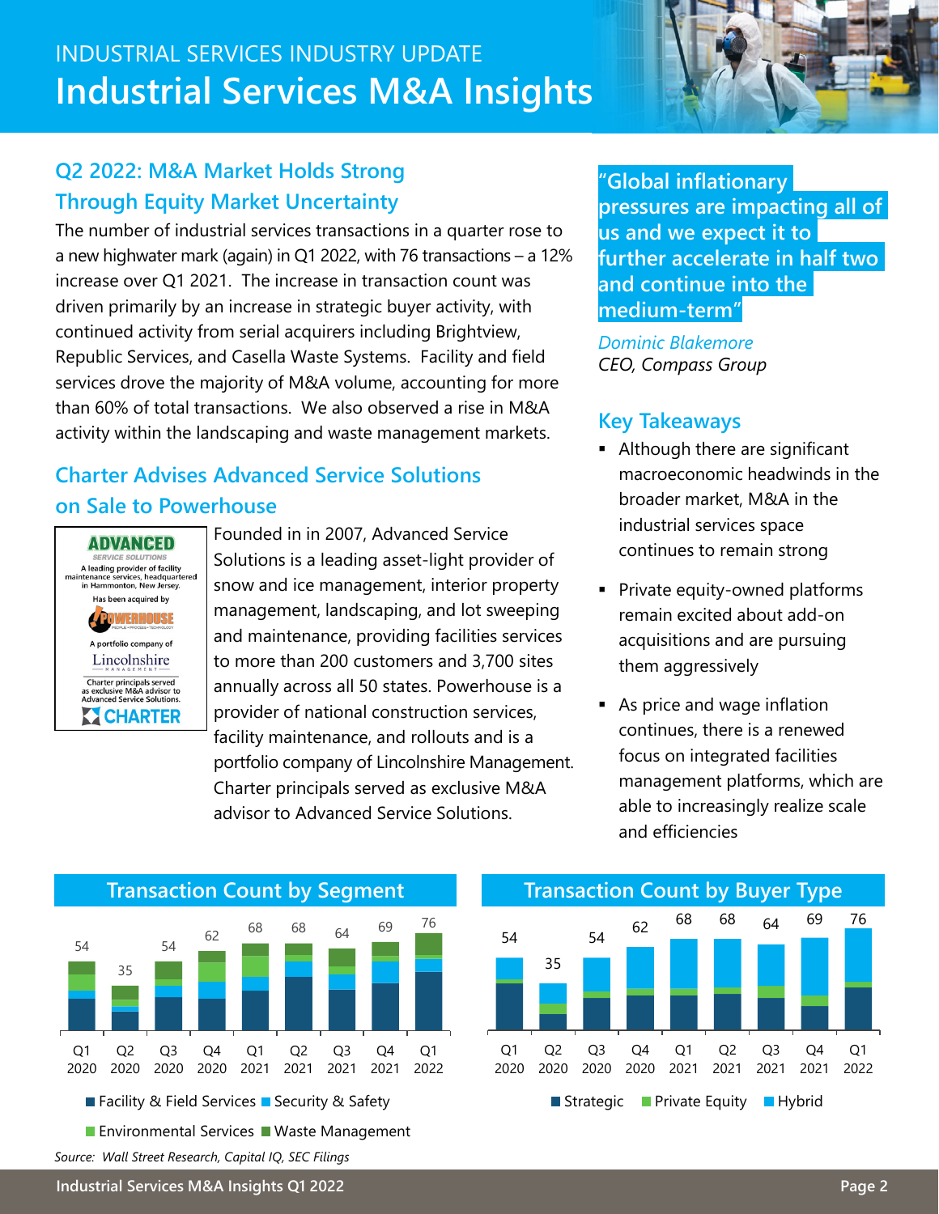INDUSTRIAL SERVICES INDUSTRY UPDATE

# Industrial Services M&A Insights

## Q2 2022: M&A Market Holds Strong Through Equity Market Uncertainty

The number of industrial services transactions in a quarter rose to a new highwater mark (again) in Q1 2022, with 76 transactions – a 12% increase over Q1 2021. The increase in transaction count was driven primarily by an increase in strategic buyer activity, with continued activity from serial acquirers including Brightview, Republic Services, and Casella Waste Systems. Facility and field services drove the majority of M&A volume, accounting for more than 60% of total transactions. We also observed a rise in M&A activity within the landscaping and waste management markets.

## Charter Advises Advanced Service Solutions on Sale to Powerhouse

ADVANCED SERVICE SOLUTIONS
A leading provider of facility maintenance services, headquartered in Hammonton, New Jersey.
Has been acquired by
POWERHOUSE
A portfolio company of
Lincolnshire Management
Charter principals served as exclusive M&A advisor to Advanced Service Solutions.
CHARTER

Founded in in 2007, Advanced Service Solutions is a leading asset-light provider of snow and ice management, interior property management, landscaping, and lot sweeping and maintenance, providing facilities services to more than 200 customers and 3,700 sites annually across all 50 states. Powerhouse is a provider of national construction services, facility maintenance, and rollouts and is a portfolio company of Lincolnshire Management. Charter principals served as exclusive M&A advisor to Advanced Service Solutions.

> "Global inflationary pressures are impacting all of us and we expect it to further accelerate in half two and continue into the medium-term"
>
> *Dominic Blakemore*
> *CEO, Compass Group*

## Key Takeaways

- Although there are significant macroeconomic headwinds in the broader market, M&A in the industrial services space continues to remain strong
- Private equity-owned platforms remain excited about add-on acquisitions and are pursuing them aggressively
- As price and wage inflation continues, there is a renewed focus on integrated facilities management platforms, which are able to increasingly realize scale and efficiencies

### Transaction Count by Segment

| | Q1 2020 | Q2 2020 | Q3 2020 | Q4 2020 | Q1 2021 | Q2 2021 | Q3 2021 | Q4 2021 | Q1 2022 |
|---|---|---|---|---|---|---|---|---|---|
| Total | 54 | 35 | 54 | 62 | 68 | 68 | 64 | 69 | 76 |

Segments: Facility & Field Services, Security & Safety, Environmental Services, Waste Management

### Transaction Count by Buyer Type

| | Q1 2020 | Q2 2020 | Q3 2020 | Q4 2020 | Q1 2021 | Q2 2021 | Q3 2021 | Q4 2021 | Q1 2022 |
|---|---|---|---|---|---|---|---|---|---|
| Total | 54 | 35 | 54 | 62 | 68 | 68 | 64 | 69 | 76 |

Buyer types: Strategic, Private Equity, Hybrid

*Source: Wall Street Research, Capital IQ, SEC Filings*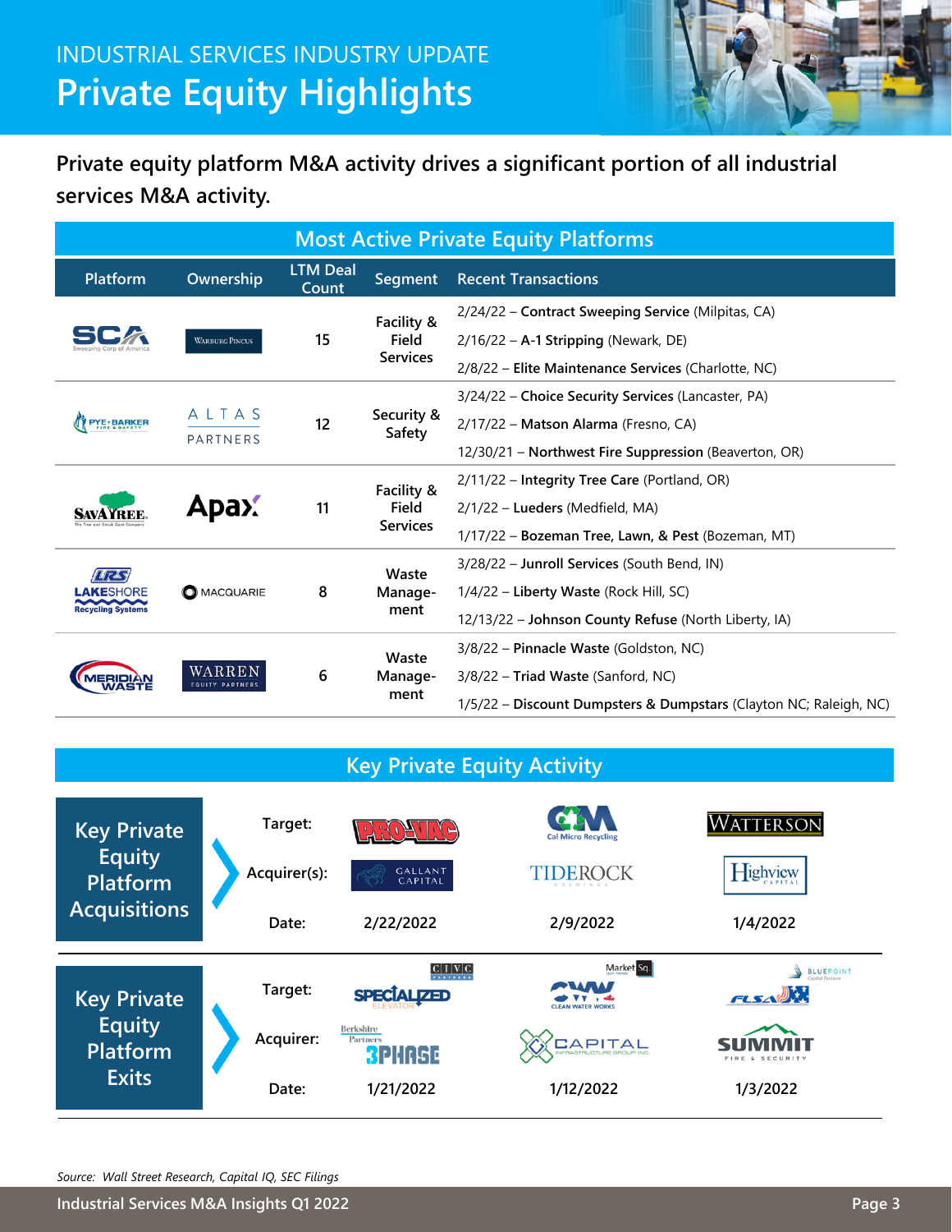# INDUSTRIAL SERVICES INDUSTRY UPDATE

# Private Equity Highlights

**Private equity platform M&A activity drives a significant portion of all industrial services M&A activity.**

## Most Active Private Equity Platforms

| Platform | Ownership | LTM Deal Count | Segment | Recent Transactions |
|---|---|---|---|---|
| SCA (Sweeping Corp of America) | Warburg Pincus | 15 | Facility & Field Services | 2/24/22 – **Contract Sweeping Service** (Milpitas, CA)<br>2/16/22 – **A-1 Stripping** (Newark, DE)<br>2/8/22 – **Elite Maintenance Services** (Charlotte, NC) |
| Pye-Barker Fire & Safety | Altas Partners | 12 | Security & Safety | 3/24/22 – **Choice Security Services** (Lancaster, PA)<br>2/17/22 – **Matson Alarma** (Fresno, CA)<br>12/30/21 – **Northwest Fire Suppression** (Beaverton, OR) |
| SavATree | Apax | 11 | Facility & Field Services | 2/11/22 – **Integrity Tree Care** (Portland, OR)<br>2/1/22 – **Lueders** (Medfield, MA)<br>1/17/22 – **Bozeman Tree, Lawn, & Pest** (Bozeman, MT) |
| Lakeshore Recycling Systems | Macquarie | 8 | Waste Management | 3/28/22 – **Junroll Services** (South Bend, IN)<br>1/4/22 – **Liberty Waste** (Rock Hill, SC)<br>12/13/22 – **Johnson County Refuse** (North Liberty, IA) |
| Meridian Waste | Warren Equity Partners | 6 | Waste Management | 3/8/22 – **Pinnacle Waste** (Goldston, NC)<br>3/8/22 – **Triad Waste** (Sanford, NC)<br>1/5/22 – **Discount Dumpsters & Dumpstars** (Clayton NC; Raleigh, NC) |

## Key Private Equity Activity

**Key Private Equity Platform Acquisitions**

| | | | |
|---|---|---|---|
| Target: | Pro-Vac | Cal Micro Recycling | Watterson |
| Acquirer(s): | Gallant Capital | TideRock Holdings | Highview Capital |
| Date: | 2/22/2022 | 2/9/2022 | 1/4/2022 |

**Key Private Equity Platform Exits**

| | | | |
|---|---|---|---|
| Target: | Specialized Elevator (Civic Partners) | Clean Water Works (Market Sq.) | FLSA (Bluepoint Capital Partners) |
| Acquirer: | 3Phase (Berkshire Partners) | Capital Infrastructure Group Inc. | Summit Fire & Security |
| Date: | 1/21/2022 | 1/12/2022 | 1/3/2022 |

*Source: Wall Street Research, Capital IQ, SEC Filings*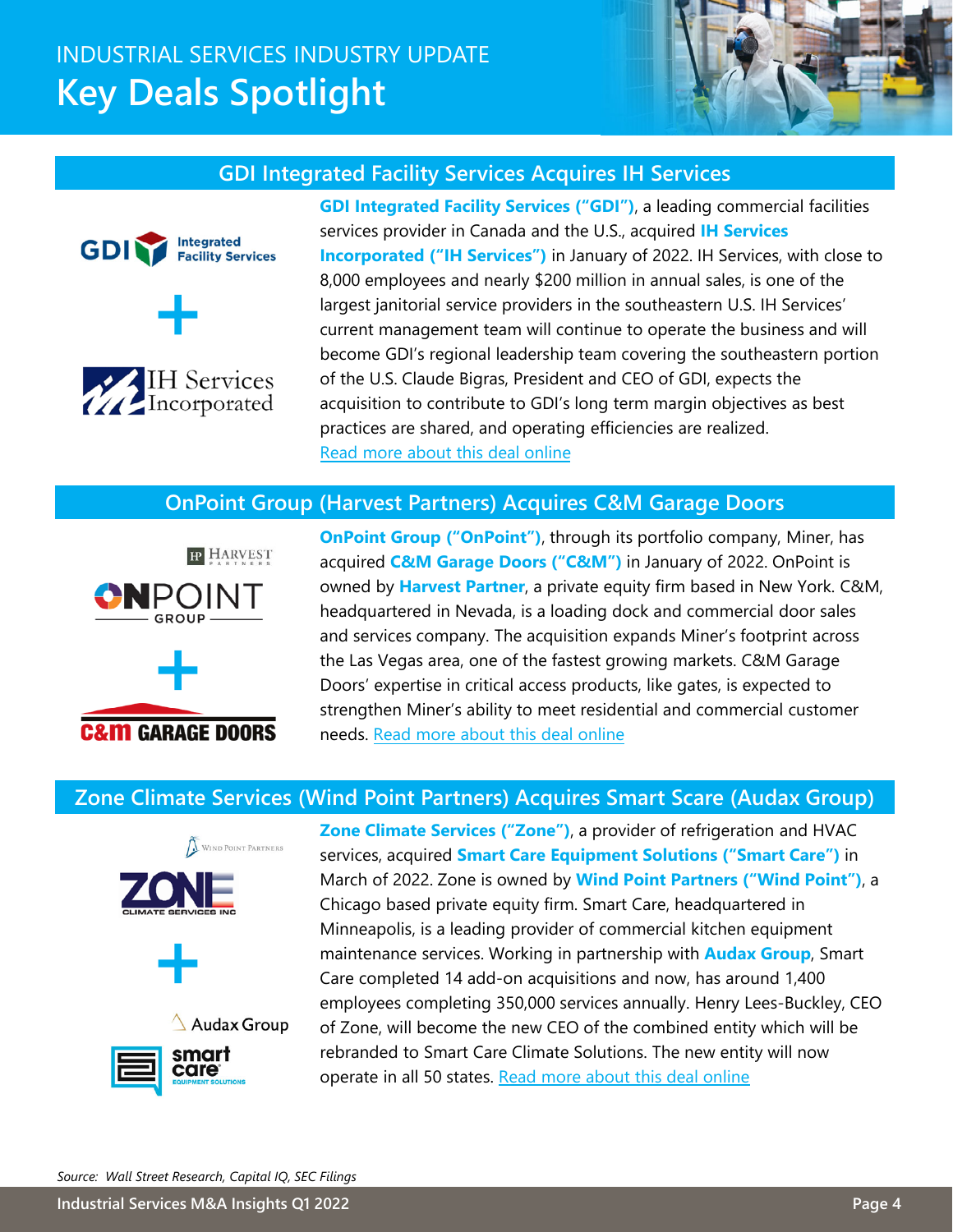# INDUSTRIAL SERVICES INDUSTRY UPDATE

# Key Deals Spotlight

## GDI Integrated Facility Services Acquires IH Services

**GDI Integrated Facility Services ("GDI")**, a leading commercial facilities services provider in Canada and the U.S., acquired **IH Services Incorporated ("IH Services")** in January of 2022. IH Services, with close to 8,000 employees and nearly $200 million in annual sales, is one of the largest janitorial service providers in the southeastern U.S. IH Services' current management team will continue to operate the business and will become GDI's regional leadership team covering the southeastern portion of the U.S. Claude Bigras, President and CEO of GDI, expects the acquisition to contribute to GDI's long term margin objectives as best practices are shared, and operating efficiencies are realized. Read more about this deal online

## OnPoint Group (Harvest Partners) Acquires C&M Garage Doors

**OnPoint Group ("OnPoint")**, through its portfolio company, Miner, has acquired **C&M Garage Doors ("C&M")** in January of 2022. OnPoint is owned by **Harvest Partner**, a private equity firm based in New York. C&M, headquartered in Nevada, is a loading dock and commercial door sales and services company. The acquisition expands Miner's footprint across the Las Vegas area, one of the fastest growing markets. C&M Garage Doors' expertise in critical access products, like gates, is expected to strengthen Miner's ability to meet residential and commercial customer needs. Read more about this deal online

## Zone Climate Services (Wind Point Partners) Acquires Smart Scare (Audax Group)

**Zone Climate Services ("Zone")**, a provider of refrigeration and HVAC services, acquired **Smart Care Equipment Solutions ("Smart Care")** in March of 2022. Zone is owned by **Wind Point Partners ("Wind Point")**, a Chicago based private equity firm. Smart Care, headquartered in Minneapolis, is a leading provider of commercial kitchen equipment maintenance services. Working in partnership with **Audax Group**, Smart Care completed 14 add-on acquisitions and now, has around 1,400 employees completing 350,000 services annually. Henry Lees-Buckley, CEO of Zone, will become the new CEO of the combined entity which will be rebranded to Smart Care Climate Solutions. The new entity will now operate in all 50 states. Read more about this deal online

*Source: Wall Street Research, Capital IQ, SEC Filings*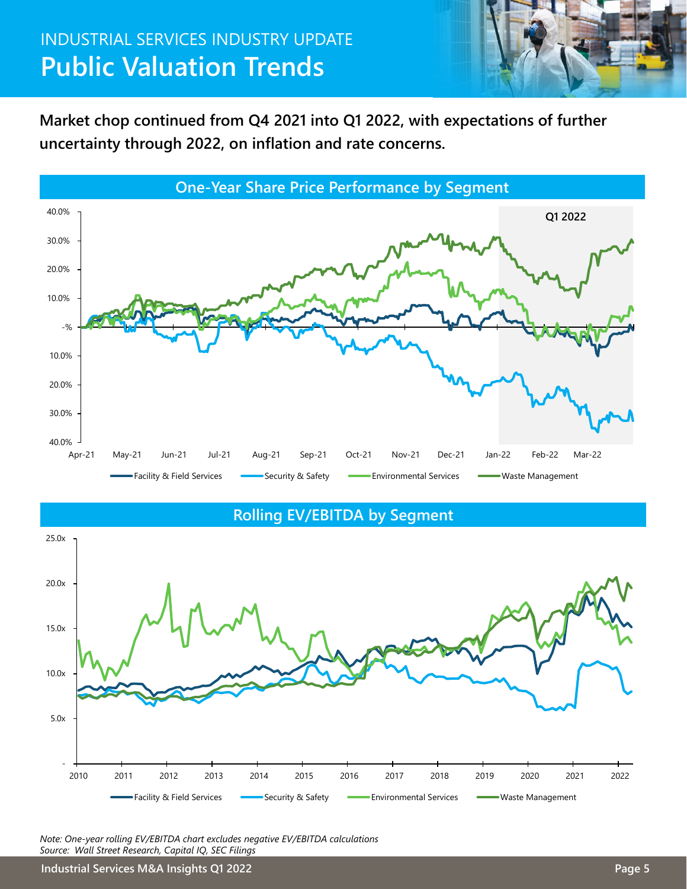INDUSTRIAL SERVICES INDUSTRY UPDATE

# Public Valuation Trends

**Market chop continued from Q4 2021 into Q1 2022, with expectations of further uncertainty through 2022, on inflation and rate concerns.**

## One-Year Share Price Performance by Segment

## Rolling EV/EBITDA by Segment

*Note: One-year rolling EV/EBITDA chart excludes negative EV/EBITDA calculations*
*Source: Wall Street Research, Capital IQ, SEC Filings*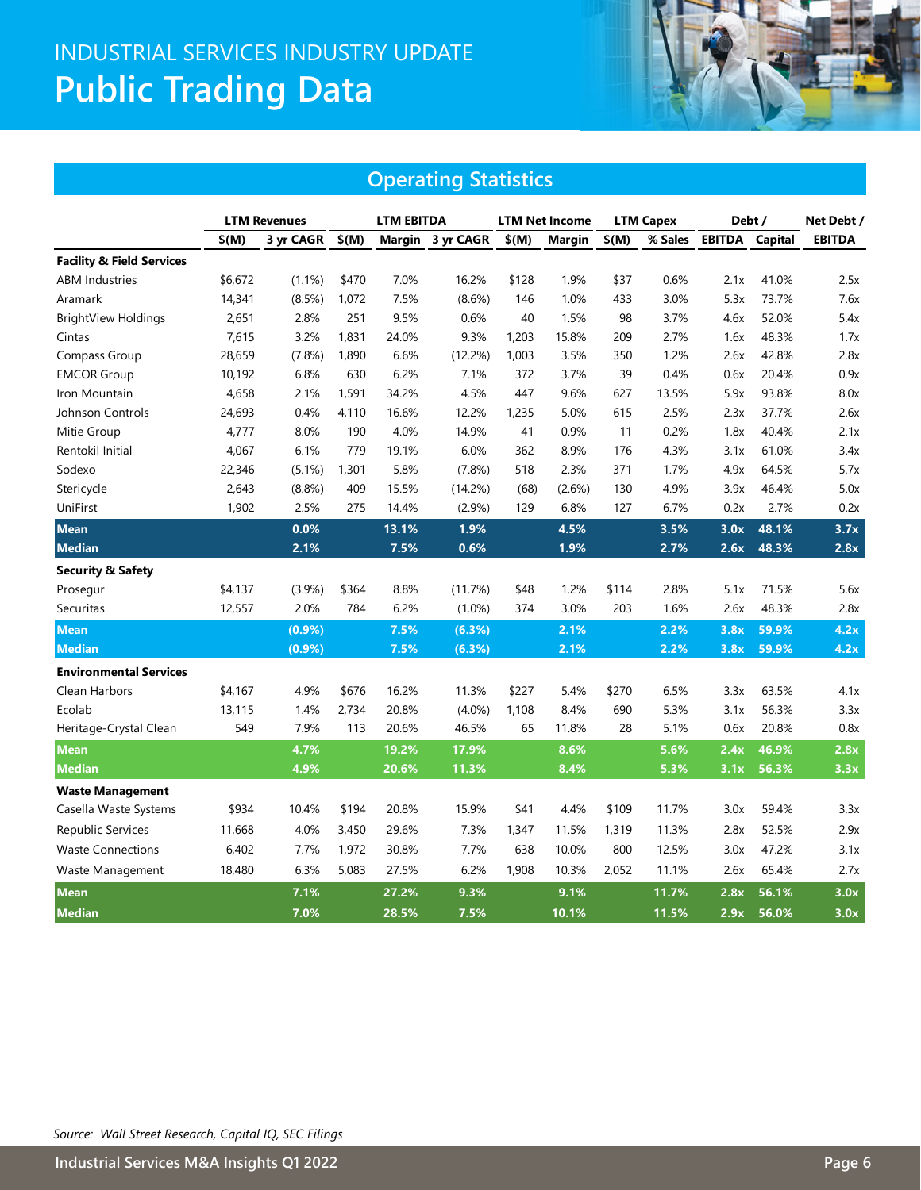# INDUSTRIAL SERVICES INDUSTRY UPDATE

# Public Trading Data

## Operating Statistics

| | LTM Revenues | | LTM EBITDA | | | LTM Net Income | | LTM Capex | | Debt / | | Net Debt / |
|---|---|---|---|---|---|---|---|---|---|---|---|---|
| | $(M) | 3 yr CAGR | $(M) | Margin | 3 yr CAGR | $(M) | Margin | $(M) | % Sales | EBITDA | Capital | EBITDA |
| **Facility & Field Services** | | | | | | | | | | | | |
| ABM Industries | $6,672 | (1.1%) | $470 | 7.0% | 16.2% | $128 | 1.9% | $37 | 0.6% | 2.1x | 41.0% | 2.5x |
| Aramark | 14,341 | (8.5%) | 1,072 | 7.5% | (8.6%) | 146 | 1.0% | 433 | 3.0% | 5.3x | 73.7% | 7.6x |
| BrightView Holdings | 2,651 | 2.8% | 251 | 9.5% | 0.6% | 40 | 1.5% | 98 | 3.7% | 4.6x | 52.0% | 5.4x |
| Cintas | 7,615 | 3.2% | 1,831 | 24.0% | 9.3% | 1,203 | 15.8% | 209 | 2.7% | 1.6x | 48.3% | 1.7x |
| Compass Group | 28,659 | (7.8%) | 1,890 | 6.6% | (12.2%) | 1,003 | 3.5% | 350 | 1.2% | 2.6x | 42.8% | 2.8x |
| EMCOR Group | 10,192 | 6.8% | 630 | 6.2% | 7.1% | 372 | 3.7% | 39 | 0.4% | 0.6x | 20.4% | 0.9x |
| Iron Mountain | 4,658 | 2.1% | 1,591 | 34.2% | 4.5% | 447 | 9.6% | 627 | 13.5% | 5.9x | 93.8% | 8.0x |
| Johnson Controls | 24,693 | 0.4% | 4,110 | 16.6% | 12.2% | 1,235 | 5.0% | 615 | 2.5% | 2.3x | 37.7% | 2.6x |
| Mitie Group | 4,777 | 8.0% | 190 | 4.0% | 14.9% | 41 | 0.9% | 11 | 0.2% | 1.8x | 40.4% | 2.1x |
| Rentokil Initial | 4,067 | 6.1% | 779 | 19.1% | 6.0% | 362 | 8.9% | 176 | 4.3% | 3.1x | 61.0% | 3.4x |
| Sodexo | 22,346 | (5.1%) | 1,301 | 5.8% | (7.8%) | 518 | 2.3% | 371 | 1.7% | 4.9x | 64.5% | 5.7x |
| Stericycle | 2,643 | (8.8%) | 409 | 15.5% | (14.2%) | (68) | (2.6%) | 130 | 4.9% | 3.9x | 46.4% | 5.0x |
| UniFirst | 1,902 | 2.5% | 275 | 14.4% | (2.9%) | 129 | 6.8% | 127 | 6.7% | 0.2x | 2.7% | 0.2x |
| **Mean** | | **0.0%** | | **13.1%** | **1.9%** | | **4.5%** | | **3.5%** | **3.0x** | **48.1%** | **3.7x** |
| **Median** | | **2.1%** | | **7.5%** | **0.6%** | | **1.9%** | | **2.7%** | **2.6x** | **48.3%** | **2.8x** |
| **Security & Safety** | | | | | | | | | | | | |
| Prosegur | $4,137 | (3.9%) | $364 | 8.8% | (11.7%) | $48 | 1.2% | $114 | 2.8% | 5.1x | 71.5% | 5.6x |
| Securitas | 12,557 | 2.0% | 784 | 6.2% | (1.0%) | 374 | 3.0% | 203 | 1.6% | 2.6x | 48.3% | 2.8x |
| **Mean** | | **(0.9%)** | | **7.5%** | **(6.3%)** | | **2.1%** | | **2.2%** | **3.8x** | **59.9%** | **4.2x** |
| **Median** | | **(0.9%)** | | **7.5%** | **(6.3%)** | | **2.1%** | | **2.2%** | **3.8x** | **59.9%** | **4.2x** |
| **Environmental Services** | | | | | | | | | | | | |
| Clean Harbors | $4,167 | 4.9% | $676 | 16.2% | 11.3% | $227 | 5.4% | $270 | 6.5% | 3.3x | 63.5% | 4.1x |
| Ecolab | 13,115 | 1.4% | 2,734 | 20.8% | (4.0%) | 1,108 | 8.4% | 690 | 5.3% | 3.1x | 56.3% | 3.3x |
| Heritage-Crystal Clean | 549 | 7.9% | 113 | 20.6% | 46.5% | 65 | 11.8% | 28 | 5.1% | 0.6x | 20.8% | 0.8x |
| **Mean** | | **4.7%** | | **19.2%** | **17.9%** | | **8.6%** | | **5.6%** | **2.4x** | **46.9%** | **2.8x** |
| **Median** | | **4.9%** | | **20.6%** | **11.3%** | | **8.4%** | | **5.3%** | **3.1x** | **56.3%** | **3.3x** |
| **Waste Management** | | | | | | | | | | | | |
| Casella Waste Systems | $934 | 10.4% | $194 | 20.8% | 15.9% | $41 | 4.4% | $109 | 11.7% | 3.0x | 59.4% | 3.3x |
| Republic Services | 11,668 | 4.0% | 3,450 | 29.6% | 7.3% | 1,347 | 11.5% | 1,319 | 11.3% | 2.8x | 52.5% | 2.9x |
| Waste Connections | 6,402 | 7.7% | 1,972 | 30.8% | 7.7% | 638 | 10.0% | 800 | 12.5% | 3.0x | 47.2% | 3.1x |
| Waste Management | 18,480 | 6.3% | 5,083 | 27.5% | 6.2% | 1,908 | 10.3% | 2,052 | 11.1% | 2.6x | 65.4% | 2.7x |
| **Mean** | | **7.1%** | | **27.2%** | **9.3%** | | **9.1%** | | **11.7%** | **2.8x** | **56.1%** | **3.0x** |
| **Median** | | **7.0%** | | **28.5%** | **7.5%** | | **10.1%** | | **11.5%** | **2.9x** | **56.0%** | **3.0x** |

*Source: Wall Street Research, Capital IQ, SEC Filings*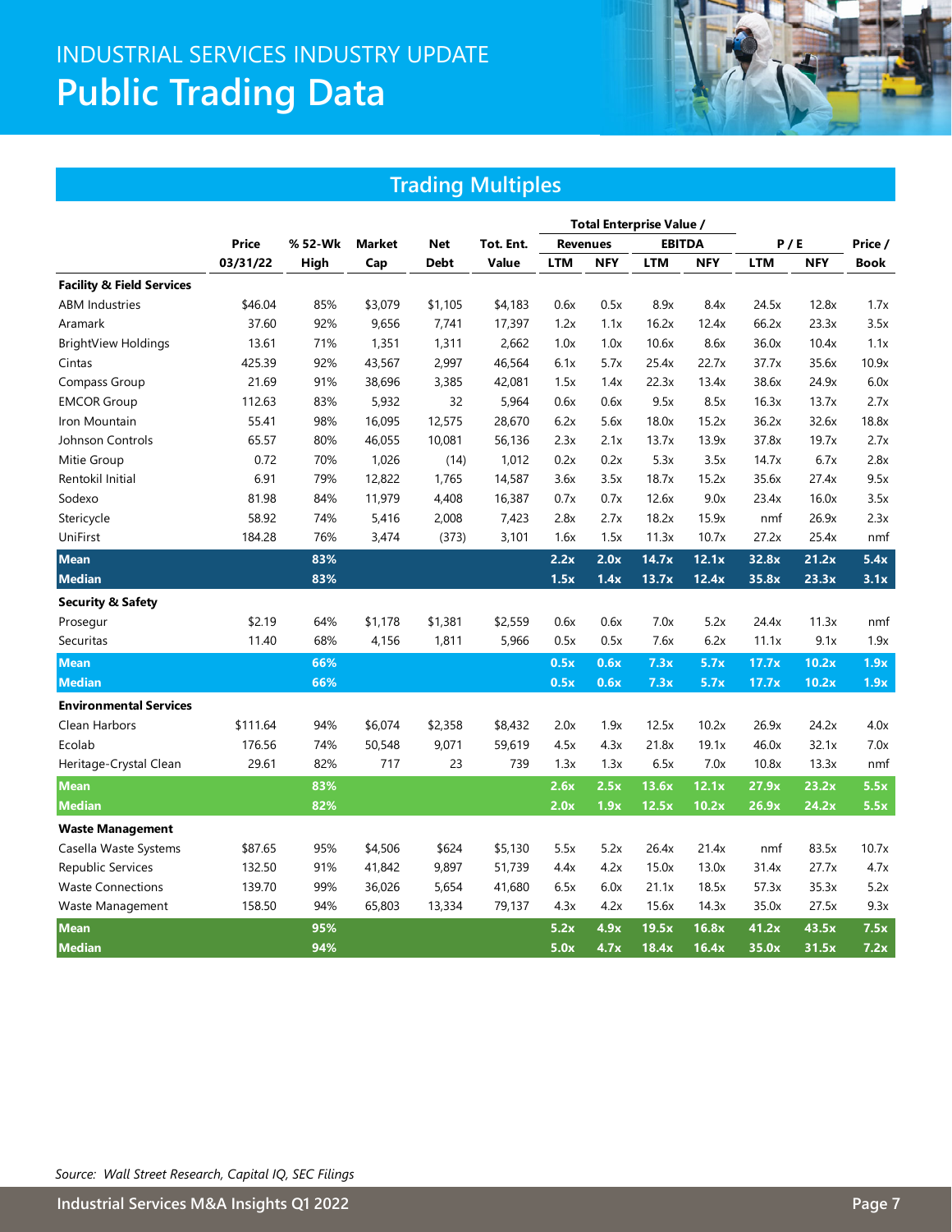# INDUSTRIAL SERVICES INDUSTRY UPDATE

# Public Trading Data

## Trading Multiples

| | Price | % 52-Wk | Market | Net | Tot. Ent. | Total Enterprise Value / | | | | P / E | | Price / |
|---|---|---|---|---|---|---|---|---|---|---|---|---|
| | | | | | | Revenues | | EBITDA | | | | |
| | 03/31/22 | High | Cap | Debt | Value | LTM | NFY | LTM | NFY | LTM | NFY | Book |
| **Facility & Field Services** | | | | | | | | | | | | |
| ABM Industries | $46.04 | 85% | $3,079 | $1,105 | $4,183 | 0.6x | 0.5x | 8.9x | 8.4x | 24.5x | 12.8x | 1.7x |
| Aramark | 37.60 | 92% | 9,656 | 7,741 | 17,397 | 1.2x | 1.1x | 16.2x | 12.4x | 66.2x | 23.3x | 3.5x |
| BrightView Holdings | 13.61 | 71% | 1,351 | 1,311 | 2,662 | 1.0x | 1.0x | 10.6x | 8.6x | 36.0x | 10.4x | 1.1x |
| Cintas | 425.39 | 92% | 43,567 | 2,997 | 46,564 | 6.1x | 5.7x | 25.4x | 22.7x | 37.7x | 35.6x | 10.9x |
| Compass Group | 21.69 | 91% | 38,696 | 3,385 | 42,081 | 1.5x | 1.4x | 22.3x | 13.4x | 38.6x | 24.9x | 6.0x |
| EMCOR Group | 112.63 | 83% | 5,932 | 32 | 5,964 | 0.6x | 0.6x | 9.5x | 8.5x | 16.3x | 13.7x | 2.7x |
| Iron Mountain | 55.41 | 98% | 16,095 | 12,575 | 28,670 | 6.2x | 5.6x | 18.0x | 15.2x | 36.2x | 32.6x | 18.8x |
| Johnson Controls | 65.57 | 80% | 46,055 | 10,081 | 56,136 | 2.3x | 2.1x | 13.7x | 13.9x | 37.8x | 19.7x | 2.7x |
| Mitie Group | 0.72 | 70% | 1,026 | (14) | 1,012 | 0.2x | 0.2x | 5.3x | 3.5x | 14.7x | 6.7x | 2.8x |
| Rentokil Initial | 6.91 | 79% | 12,822 | 1,765 | 14,587 | 3.6x | 3.5x | 18.7x | 15.2x | 35.6x | 27.4x | 9.5x |
| Sodexo | 81.98 | 84% | 11,979 | 4,408 | 16,387 | 0.7x | 0.7x | 12.6x | 9.0x | 23.4x | 16.0x | 3.5x |
| Stericycle | 58.92 | 74% | 5,416 | 2,008 | 7,423 | 2.8x | 2.7x | 18.2x | 15.9x | nmf | 26.9x | 2.3x |
| UniFirst | 184.28 | 76% | 3,474 | (373) | 3,101 | 1.6x | 1.5x | 11.3x | 10.7x | 27.2x | 25.4x | nmf |
| **Mean** | | **83%** | | | | **2.2x** | **2.0x** | **14.7x** | **12.1x** | **32.8x** | **21.2x** | **5.4x** |
| **Median** | | **83%** | | | | **1.5x** | **1.4x** | **13.7x** | **12.4x** | **35.8x** | **23.3x** | **3.1x** |
| **Security & Safety** | | | | | | | | | | | | |
| Prosegur | $2.19 | 64% | $1,178 | $1,381 | $2,559 | 0.6x | 0.6x | 7.0x | 5.2x | 24.4x | 11.3x | nmf |
| Securitas | 11.40 | 68% | 4,156 | 1,811 | 5,966 | 0.5x | 0.5x | 7.6x | 6.2x | 11.1x | 9.1x | 1.9x |
| **Mean** | | **66%** | | | | **0.5x** | **0.6x** | **7.3x** | **5.7x** | **17.7x** | **10.2x** | **1.9x** |
| **Median** | | **66%** | | | | **0.5x** | **0.6x** | **7.3x** | **5.7x** | **17.7x** | **10.2x** | **1.9x** |
| **Environmental Services** | | | | | | | | | | | | |
| Clean Harbors | $111.64 | 94% | $6,074 | $2,358 | $8,432 | 2.0x | 1.9x | 12.5x | 10.2x | 26.9x | 24.2x | 4.0x |
| Ecolab | 176.56 | 74% | 50,548 | 9,071 | 59,619 | 4.5x | 4.3x | 21.8x | 19.1x | 46.0x | 32.1x | 7.0x |
| Heritage-Crystal Clean | 29.61 | 82% | 717 | 23 | 739 | 1.3x | 1.3x | 6.5x | 7.0x | 10.8x | 13.3x | nmf |
| **Mean** | | **83%** | | | | **2.6x** | **2.5x** | **13.6x** | **12.1x** | **27.9x** | **23.2x** | **5.5x** |
| **Median** | | **82%** | | | | **2.0x** | **1.9x** | **12.5x** | **10.2x** | **26.9x** | **24.2x** | **5.5x** |
| **Waste Management** | | | | | | | | | | | | |
| Casella Waste Systems | $87.65 | 95% | $4,506 | $624 | $5,130 | 5.5x | 5.2x | 26.4x | 21.4x | nmf | 83.5x | 10.7x |
| Republic Services | 132.50 | 91% | 41,842 | 9,897 | 51,739 | 4.4x | 4.2x | 15.0x | 13.0x | 31.4x | 27.7x | 4.7x |
| Waste Connections | 139.70 | 99% | 36,026 | 5,654 | 41,680 | 6.5x | 6.0x | 21.1x | 18.5x | 57.3x | 35.3x | 5.2x |
| Waste Management | 158.50 | 94% | 65,803 | 13,334 | 79,137 | 4.3x | 4.2x | 15.6x | 14.3x | 35.0x | 27.5x | 9.3x |
| **Mean** | | **95%** | | | | **5.2x** | **4.9x** | **19.5x** | **16.8x** | **41.2x** | **43.5x** | **7.5x** |
| **Median** | | **94%** | | | | **5.0x** | **4.7x** | **18.4x** | **16.4x** | **35.0x** | **31.5x** | **7.2x** |

*Source: Wall Street Research, Capital IQ, SEC Filings*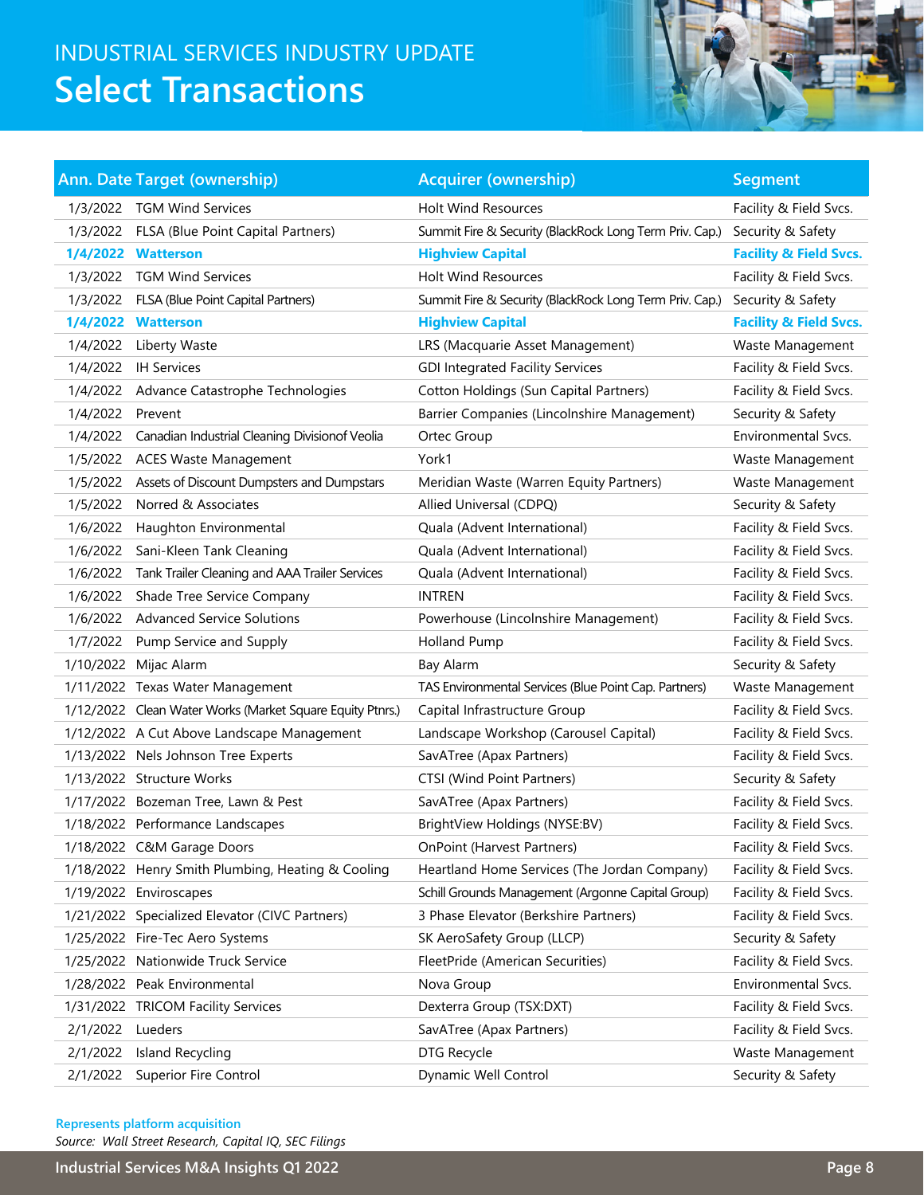## INDUSTRIAL SERVICES INDUSTRY UPDATE

# Select Transactions

| Ann. Date | Target (ownership) | Acquirer (ownership) | Segment |
|---|---|---|---|
| 1/3/2022 | TGM Wind Services | Holt Wind Resources | Facility & Field Svcs. |
| 1/3/2022 | FLSA (Blue Point Capital Partners) | Summit Fire & Security (BlackRock Long Term Priv. Cap.) | Security & Safety |
| **1/4/2022** | **Watterson** | **Highview Capital** | **Facility & Field Svcs.** |
| 1/3/2022 | TGM Wind Services | Holt Wind Resources | Facility & Field Svcs. |
| 1/3/2022 | FLSA (Blue Point Capital Partners) | Summit Fire & Security (BlackRock Long Term Priv. Cap.) | Security & Safety |
| **1/4/2022** | **Watterson** | **Highview Capital** | **Facility & Field Svcs.** |
| 1/4/2022 | Liberty Waste | LRS (Macquarie Asset Management) | Waste Management |
| 1/4/2022 | IH Services | GDI Integrated Facility Services | Facility & Field Svcs. |
| 1/4/2022 | Advance Catastrophe Technologies | Cotton Holdings (Sun Capital Partners) | Facility & Field Svcs. |
| 1/4/2022 | Prevent | Barrier Companies (Lincolnshire Management) | Security & Safety |
| 1/4/2022 | Canadian Industrial Cleaning Divisionof Veolia | Ortec Group | Environmental Svcs. |
| 1/5/2022 | ACES Waste Management | York1 | Waste Management |
| 1/5/2022 | Assets of Discount Dumpsters and Dumpstars | Meridian Waste (Warren Equity Partners) | Waste Management |
| 1/5/2022 | Norred & Associates | Allied Universal (CDPQ) | Security & Safety |
| 1/6/2022 | Haughton Environmental | Quala (Advent International) | Facility & Field Svcs. |
| 1/6/2022 | Sani-Kleen Tank Cleaning | Quala (Advent International) | Facility & Field Svcs. |
| 1/6/2022 | Tank Trailer Cleaning and AAA Trailer Services | Quala (Advent International) | Facility & Field Svcs. |
| 1/6/2022 | Shade Tree Service Company | INTREN | Facility & Field Svcs. |
| 1/6/2022 | Advanced Service Solutions | Powerhouse (Lincolnshire Management) | Facility & Field Svcs. |
| 1/7/2022 | Pump Service and Supply | Holland Pump | Facility & Field Svcs. |
| 1/10/2022 | Mijac Alarm | Bay Alarm | Security & Safety |
| 1/11/2022 | Texas Water Management | TAS Environmental Services (Blue Point Cap. Partners) | Waste Management |
| 1/12/2022 | Clean Water Works (Market Square Equity Ptnrs.) | Capital Infrastructure Group | Facility & Field Svcs. |
| 1/12/2022 | A Cut Above Landscape Management | Landscape Workshop (Carousel Capital) | Facility & Field Svcs. |
| 1/13/2022 | Nels Johnson Tree Experts | SavATree (Apax Partners) | Facility & Field Svcs. |
| 1/13/2022 | Structure Works | CTSI (Wind Point Partners) | Security & Safety |
| 1/17/2022 | Bozeman Tree, Lawn & Pest | SavATree (Apax Partners) | Facility & Field Svcs. |
| 1/18/2022 | Performance Landscapes | BrightView Holdings (NYSE:BV) | Facility & Field Svcs. |
| 1/18/2022 | C&M Garage Doors | OnPoint (Harvest Partners) | Facility & Field Svcs. |
| 1/18/2022 | Henry Smith Plumbing, Heating & Cooling | Heartland Home Services (The Jordan Company) | Facility & Field Svcs. |
| 1/19/2022 | Enviroscapes | Schill Grounds Management (Argonne Capital Group) | Facility & Field Svcs. |
| 1/21/2022 | Specialized Elevator (CIVC Partners) | 3 Phase Elevator (Berkshire Partners) | Facility & Field Svcs. |
| 1/25/2022 | Fire-Tec Aero Systems | SK AeroSafety Group (LLCP) | Security & Safety |
| 1/25/2022 | Nationwide Truck Service | FleetPride (American Securities) | Facility & Field Svcs. |
| 1/28/2022 | Peak Environmental | Nova Group | Environmental Svcs. |
| 1/31/2022 | TRICOM Facility Services | Dexterra Group (TSX:DXT) | Facility & Field Svcs. |
| 2/1/2022 | Lueders | SavATree (Apax Partners) | Facility & Field Svcs. |
| 2/1/2022 | Island Recycling | DTG Recycle | Waste Management |
| 2/1/2022 | Superior Fire Control | Dynamic Well Control | Security & Safety |

**Represents platform acquisition**

*Source: Wall Street Research, Capital IQ, SEC Filings*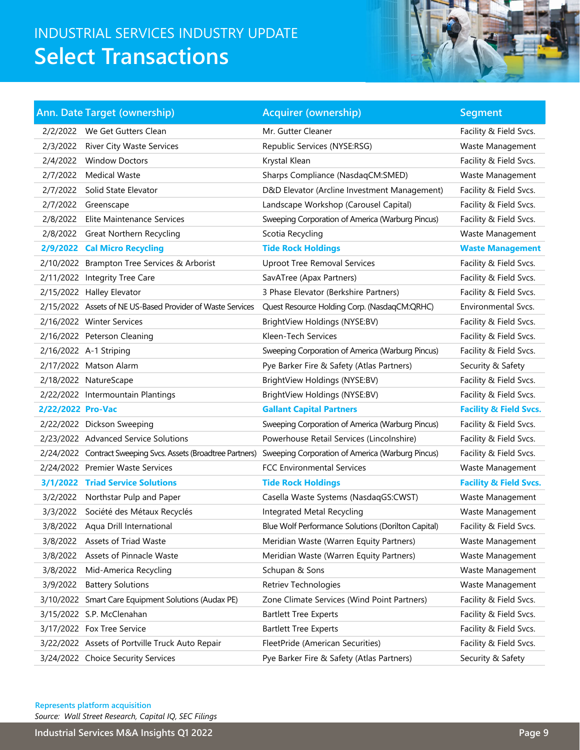INDUSTRIAL SERVICES INDUSTRY UPDATE

# Select Transactions

| Ann. Date | Target (ownership) | Acquirer (ownership) | Segment |
|---|---|---|---|
| 2/2/2022 | We Get Gutters Clean | Mr. Gutter Cleaner | Facility & Field Svcs. |
| 2/3/2022 | River City Waste Services | Republic Services (NYSE:RSG) | Waste Management |
| 2/4/2022 | Window Doctors | Krystal Klean | Facility & Field Svcs. |
| 2/7/2022 | Medical Waste | Sharps Compliance (NasdaqCM:SMED) | Waste Management |
| 2/7/2022 | Solid State Elevator | D&D Elevator (Arcline Investment Management) | Facility & Field Svcs. |
| 2/7/2022 | Greenscape | Landscape Workshop (Carousel Capital) | Facility & Field Svcs. |
| 2/8/2022 | Elite Maintenance Services | Sweeping Corporation of America (Warburg Pincus) | Facility & Field Svcs. |
| 2/8/2022 | Great Northern Recycling | Scotia Recycling | Waste Management |
| **2/9/2022** | **Cal Micro Recycling** | **Tide Rock Holdings** | **Waste Management** |
| 2/10/2022 | Brampton Tree Services & Arborist | Uproot Tree Removal Services | Facility & Field Svcs. |
| 2/11/2022 | Integrity Tree Care | SavATree (Apax Partners) | Facility & Field Svcs. |
| 2/15/2022 | Halley Elevator | 3 Phase Elevator (Berkshire Partners) | Facility & Field Svcs. |
| 2/15/2022 | Assets of NE US-Based Provider of Waste Services | Quest Resource Holding Corp. (NasdaqCM:QRHC) | Environmental Svcs. |
| 2/16/2022 | Winter Services | BrightView Holdings (NYSE:BV) | Facility & Field Svcs. |
| 2/16/2022 | Peterson Cleaning | Kleen-Tech Services | Facility & Field Svcs. |
| 2/16/2022 | A-1 Striping | Sweeping Corporation of America (Warburg Pincus) | Facility & Field Svcs. |
| 2/17/2022 | Matson Alarm | Pye Barker Fire & Safety (Atlas Partners) | Security & Safety |
| 2/18/2022 | NatureScape | BrightView Holdings (NYSE:BV) | Facility & Field Svcs. |
| 2/22/2022 | Intermountain Plantings | BrightView Holdings (NYSE:BV) | Facility & Field Svcs. |
| **2/22/2022** | **Pro-Vac** | **Gallant Capital Partners** | **Facility & Field Svcs.** |
| 2/22/2022 | Dickson Sweeping | Sweeping Corporation of America (Warburg Pincus) | Facility & Field Svcs. |
| 2/23/2022 | Advanced Service Solutions | Powerhouse Retail Services (Lincolnshire) | Facility & Field Svcs. |
| 2/24/2022 | Contract Sweeping Svcs. Assets (Broadtree Partners) | Sweeping Corporation of America (Warburg Pincus) | Facility & Field Svcs. |
| 2/24/2022 | Premier Waste Services | FCC Environmental Services | Waste Management |
| **3/1/2022** | **Triad Service Solutions** | **Tide Rock Holdings** | **Facility & Field Svcs.** |
| 3/2/2022 | Northstar Pulp and Paper | Casella Waste Systems (NasdaqGS:CWST) | Waste Management |
| 3/3/2022 | Société des Métaux Recyclés | Integrated Metal Recycling | Waste Management |
| 3/8/2022 | Aqua Drill International | Blue Wolf Performance Solutions (Dorilton Capital) | Facility & Field Svcs. |
| 3/8/2022 | Assets of Triad Waste | Meridian Waste (Warren Equity Partners) | Waste Management |
| 3/8/2022 | Assets of Pinnacle Waste | Meridian Waste (Warren Equity Partners) | Waste Management |
| 3/8/2022 | Mid-America Recycling | Schupan & Sons | Waste Management |
| 3/9/2022 | Battery Solutions | Retriev Technologies | Waste Management |
| 3/10/2022 | Smart Care Equipment Solutions (Audax PE) | Zone Climate Services (Wind Point Partners) | Facility & Field Svcs. |
| 3/15/2022 | S.P. McClenahan | Bartlett Tree Experts | Facility & Field Svcs. |
| 3/17/2022 | Fox Tree Service | Bartlett Tree Experts | Facility & Field Svcs. |
| 3/22/2022 | Assets of Portville Truck Auto Repair | FleetPride (American Securities) | Facility & Field Svcs. |
| 3/24/2022 | Choice Security Services | Pye Barker Fire & Safety (Atlas Partners) | Security & Safety |

**Represents platform acquisition**

*Source: Wall Street Research, Capital IQ, SEC Filings*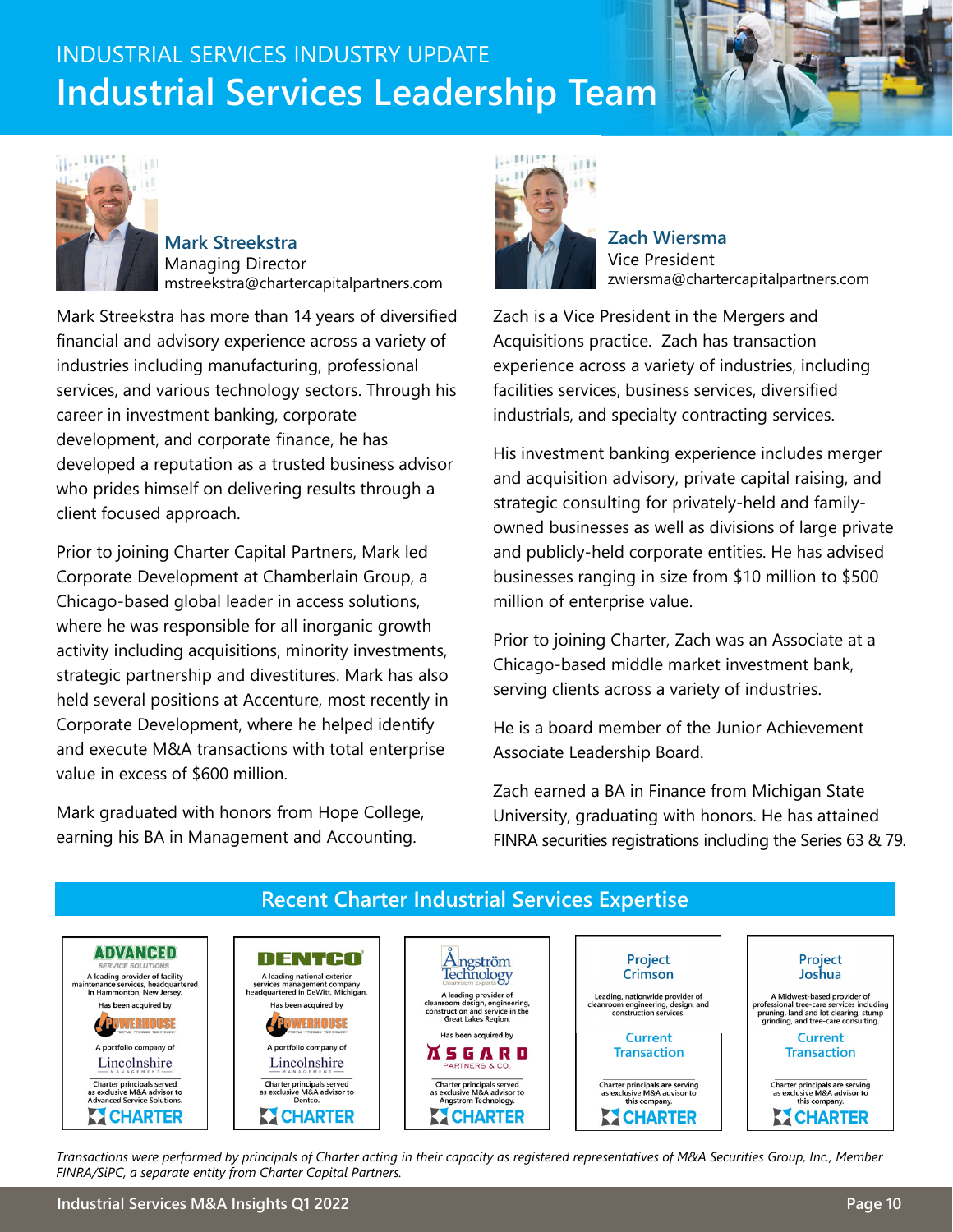INDUSTRIAL SERVICES INDUSTRY UPDATE

# Industrial Services Leadership Team

## Mark Streekstra

Managing Director
mstreekstra@chartercapitalpartners.com

Mark Streekstra has more than 14 years of diversified financial and advisory experience across a variety of industries including manufacturing, professional services, and various technology sectors. Through his career in investment banking, corporate development, and corporate finance, he has developed a reputation as a trusted business advisor who prides himself on delivering results through a client focused approach.

Prior to joining Charter Capital Partners, Mark led Corporate Development at Chamberlain Group, a Chicago-based global leader in access solutions, where he was responsible for all inorganic growth activity including acquisitions, minority investments, strategic partnership and divestitures. Mark has also held several positions at Accenture, most recently in Corporate Development, where he helped identify and execute M&A transactions with total enterprise value in excess of $600 million.

Mark graduated with honors from Hope College, earning his BA in Management and Accounting.

## Zach Wiersma

Vice President
zwiersma@chartercapitalpartners.com

Zach is a Vice President in the Mergers and Acquisitions practice. Zach has transaction experience across a variety of industries, including facilities services, business services, diversified industrials, and specialty contracting services.

His investment banking experience includes merger and acquisition advisory, private capital raising, and strategic consulting for privately-held and family-owned businesses as well as divisions of large private and publicly-held corporate entities. He has advised businesses ranging in size from $10 million to $500 million of enterprise value.

Prior to joining Charter, Zach was an Associate at a Chicago-based middle market investment bank, serving clients across a variety of industries.

He is a board member of the Junior Achievement Associate Leadership Board.

Zach earned a BA in Finance from Michigan State University, graduating with honors. He has attained FINRA securities registrations including the Series 63 & 79.

## Recent Charter Industrial Services Expertise

**ADVANCED SERVICE SOLUTIONS**
A leading provider of facility maintenance services, headquartered in Hammonton, New Jersey.
Has been acquired by
POWERHOUSE
A portfolio company of
Lincolnshire Management
Charter principals served as exclusive M&A advisor to Advanced Service Solutions.
CHARTER

**DENTCO**
A leading national exterior services management company headquartered in DeWitt, Michigan.
Has been acquired by
POWERHOUSE
A portfolio company of
Lincolnshire Management
Charter principals served as exclusive M&A advisor to Dentco.
CHARTER

**Ångström Technology** (Cleanroom Experts)
A leading provider of cleanroom design, engineering, construction and service in the Great Lakes Region.
Has been acquired by
ASGARD PARTNERS & CO.
Charter principals served as exclusive M&A advisor to Angstrom Technology.
CHARTER

**Project Crimson**
Leading, nationwide provider of cleanroom engineering, design, and construction services.
Current Transaction
Charter principals are serving as exclusive M&A advisor to this company.
CHARTER

**Project Joshua**
A Midwest-based provider of professional tree-care services including pruning, land and lot clearing, stump grinding, and tree-care consulting.
Current Transaction
Charter principals are serving as exclusive M&A advisor to this company.
CHARTER

*Transactions were performed by principals of Charter acting in their capacity as registered representatives of M&A Securities Group, Inc., Member FINRA/SiPC, a separate entity from Charter Capital Partners.*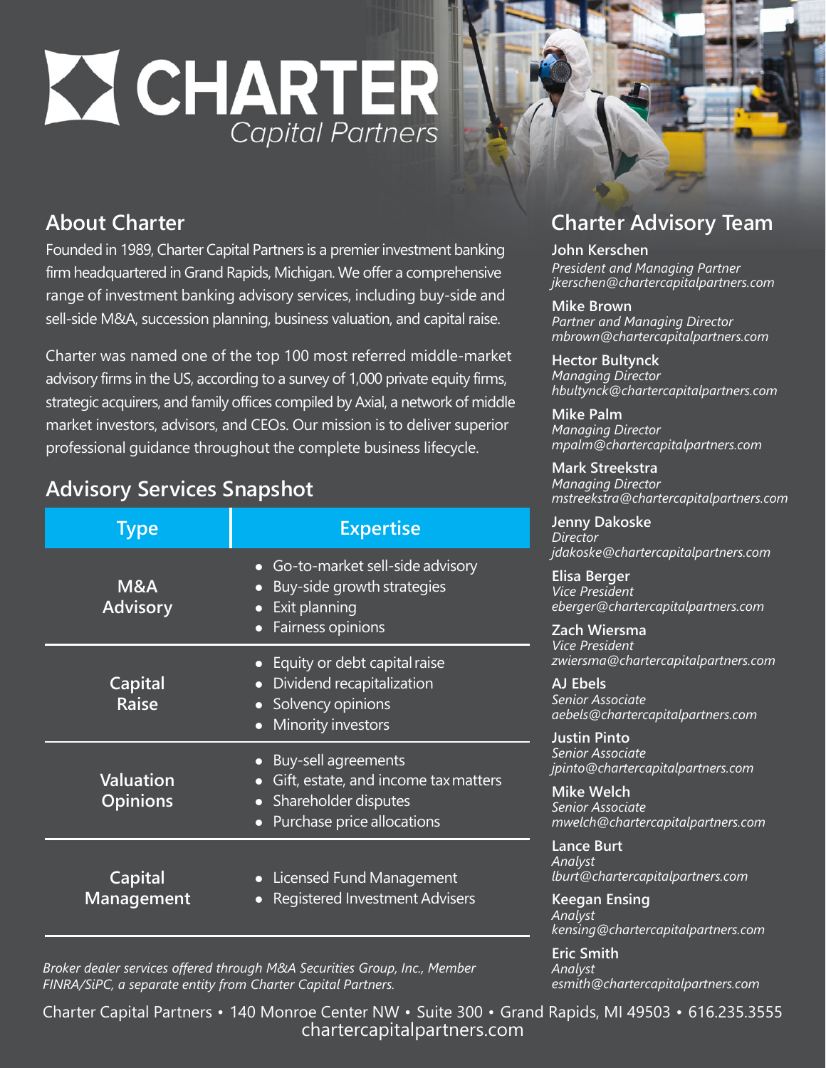# CHARTER
Capital Partners

## About Charter

Founded in 1989, Charter Capital Partners is a premier investment banking firm headquartered in Grand Rapids, Michigan. We offer a comprehensive range of investment banking advisory services, including buy-side and sell-side M&A, succession planning, business valuation, and capital raise.

Charter was named one of the top 100 most referred middle-market advisory firms in the US, according to a survey of 1,000 private equity firms, strategic acquirers, and family offices compiled by Axial, a network of middle market investors, advisors, and CEOs. Our mission is to deliver superior professional guidance throughout the complete business lifecycle.

## Advisory Services Snapshot

| Type | Expertise |
|---|---|
| M&A Advisory | • Go-to-market sell-side advisory<br>• Buy-side growth strategies<br>• Exit planning<br>• Fairness opinions |
| Capital Raise | • Equity or debt capital raise<br>• Dividend recapitalization<br>• Solvency opinions<br>• Minority investors |
| Valuation Opinions | • Buy-sell agreements<br>• Gift, estate, and income tax matters<br>• Shareholder disputes<br>• Purchase price allocations |
| Capital Management | • Licensed Fund Management<br>• Registered Investment Advisers |

*Broker dealer services offered through M&A Securities Group, Inc., Member FINRA/SiPC, a separate entity from Charter Capital Partners.*

## Charter Advisory Team

**John Kerschen**
*President and Managing Partner*
*jkerschen@chartercapitalpartners.com*

**Mike Brown**
*Partner and Managing Director*
*mbrown@chartercapitalpartners.com*

**Hector Bultynck**
*Managing Director*
*hbultynck@chartercapitalpartners.com*

**Mike Palm**
*Managing Director*
*mpalm@chartercapitalpartners.com*

**Mark Streekstra**
*Managing Director*
*mstreekstra@chartercapitalpartners.com*

**Jenny Dakoske**
*Director*
*jdakoske@chartercapitalpartners.com*

**Elisa Berger**
*Vice President*
*eberger@chartercapitalpartners.com*

**Zach Wiersma**
*Vice President*
*zwiersma@chartercapitalpartners.com*

**AJ Ebels**
*Senior Associate*
*aebels@chartercapitalpartners.com*

**Justin Pinto**
*Senior Associate*
*jpinto@chartercapitalpartners.com*

**Mike Welch**
*Senior Associate*
*mwelch@chartercapitalpartners.com*

**Lance Burt**
*Analyst*
*lburt@chartercapitalpartners.com*

**Keegan Ensing**
*Analyst*
*kensing@chartercapitalpartners.com*

**Eric Smith**
*Analyst*
*esmith@chartercapitalpartners.com*

Charter Capital Partners • 140 Monroe Center NW • Suite 300 • Grand Rapids, MI 49503 • 616.235.3555
chartercapitalpartners.com